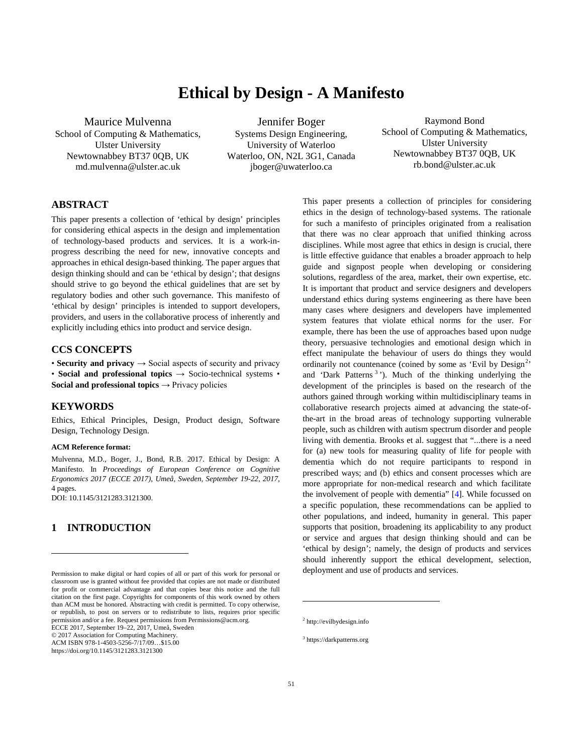# Ethical by Design - A Manifesto

Maurice Mulvenna
School of Computing & Mathematics,
Ulster University
Newtownabbey BT37 0QB, UK
md.mulvenna@ulster.ac.uk

Jennifer Boger
Systems Design Engineering,
University of Waterloo
Waterloo, ON, N2L 3G1, Canada
jboger@uwaterloo.ca

Raymond Bond
School of Computing & Mathematics,
Ulster University
Newtownabbey BT37 0QB, UK
rb.bond@ulster.ac.uk

## ABSTRACT

This paper presents a collection of 'ethical by design' principles for considering ethical aspects in the design and implementation of technology-based products and services. It is a work-in-progress describing the need for new, innovative concepts and approaches in ethical design-based thinking. The paper argues that design thinking should and can be 'ethical by design'; that designs should strive to go beyond the ethical guidelines that are set by regulatory bodies and other such governance. This manifesto of 'ethical by design' principles is intended to support developers, providers, and users in the collaborative process of inherently and explicitly including ethics into product and service design.

## CCS CONCEPTS

• **Security and privacy** → Social aspects of security and privacy • **Social and professional topics** → Socio-technical systems • **Social and professional topics** → Privacy policies

## KEYWORDS

Ethics, Ethical Principles, Design, Product design, Software Design, Technology Design.

**ACM Reference format:**

Mulvenna, M.D., Boger, J., Bond, R.B. 2017. Ethical by Design: A Manifesto. In *Proceedings of European Conference on Cognitive Ergonomics 2017 (ECCE 2017), Umeå, Sweden, September 19-22, 2017*, 4 pages.
DOI: 10.1145/3121283.3121300.

## 1 INTRODUCTION

This paper presents a collection of principles for considering ethics in the design of technology-based systems. The rationale for such a manifesto of principles originated from a realisation that there was no clear approach that unified thinking across disciplines. While most agree that ethics in design is crucial, there is little effective guidance that enables a broader approach to help guide and signpost people when developing or considering solutions, regardless of the area, market, their own expertise, etc. It is important that product and service designers and developers understand ethics during systems engineering as there have been many cases where designers and developers have implemented system features that violate ethical norms for the user. For example, there has been the use of approaches based upon nudge theory, persuasive technologies and emotional design which in effect manipulate the behaviour of users do things they would ordinarily not countenance (coined by some as 'Evil by Design[2]' and 'Dark Patterns[3]'). Much of the thinking underlying the development of the principles is based on the research of the authors gained through working within multidisciplinary teams in collaborative research projects aimed at advancing the state-of-the-art in the broad areas of technology supporting vulnerable people, such as children with autism spectrum disorder and people living with dementia. Brooks et al. suggest that "...there is a need for (a) new tools for measuring quality of life for people with dementia which do not require participants to respond in prescribed ways; and (b) ethics and consent processes which are more appropriate for non-medical research and which facilitate the involvement of people with dementia" [4]. While focussed on a specific population, these recommendations can be applied to other populations, and indeed, humanity in general. This paper supports that position, broadening its applicability to any product or service and argues that design thinking should and can be 'ethical by design'; namely, the design of products and services should inherently support the ethical development, selection, deployment and use of products and services.

---

Permission to make digital or hard copies of all or part of this work for personal or classroom use is granted without fee provided that copies are not made or distributed for profit or commercial advantage and that copies bear this notice and the full citation on the first page. Copyrights for components of this work owned by others than ACM must be honored. Abstracting with credit is permitted. To copy otherwise, or republish, to post on servers or to redistribute to lists, requires prior specific permission and/or a fee. Request permissions from Permissions@acm.org.
ECCE 2017, September 19–22, 2017, Umeå, Sweden
© 2017 Association for Computing Machinery.
ACM ISBN 978-1-4503-5256-7/17/09…$15.00
https://doi.org/10.1145/3121283.3121300

[2] http://evilbydesign.info

[3] https://darkpatterns.org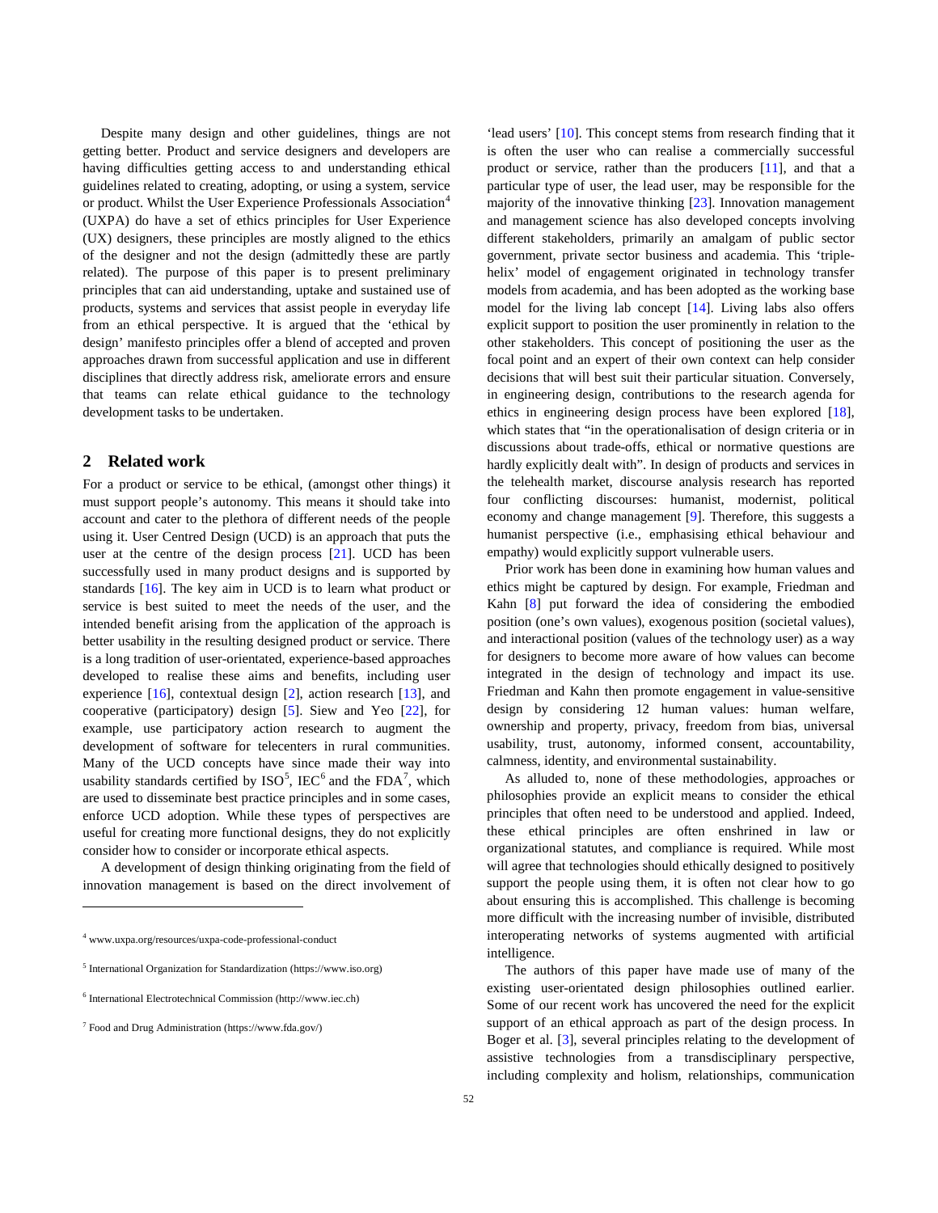Despite many design and other guidelines, things are not getting better. Product and service designers and developers are having difficulties getting access to and understanding ethical guidelines related to creating, adopting, or using a system, service or product. Whilst the User Experience Professionals Association[4] (UXPA) do have a set of ethics principles for User Experience (UX) designers, these principles are mostly aligned to the ethics of the designer and not the design (admittedly these are partly related). The purpose of this paper is to present preliminary principles that can aid understanding, uptake and sustained use of products, systems and services that assist people in everyday life from an ethical perspective. It is argued that the 'ethical by design' manifesto principles offer a blend of accepted and proven approaches drawn from successful application and use in different disciplines that directly address risk, ameliorate errors and ensure that teams can relate ethical guidance to the technology development tasks to be undertaken.

## 2 Related work

For a product or service to be ethical, (amongst other things) it must support people's autonomy. This means it should take into account and cater to the plethora of different needs of the people using it. User Centred Design (UCD) is an approach that puts the user at the centre of the design process [21]. UCD has been successfully used in many product designs and is supported by standards [16]. The key aim in UCD is to learn what product or service is best suited to meet the needs of the user, and the intended benefit arising from the application of the approach is better usability in the resulting designed product or service. There is a long tradition of user-orientated, experience-based approaches developed to realise these aims and benefits, including user experience [16], contextual design [2], action research [13], and cooperative (participatory) design [5]. Siew and Yeo [22], for example, use participatory action research to augment the development of software for telecenters in rural communities. Many of the UCD concepts have since made their way into usability standards certified by ISO[5], IEC[6] and the FDA[7], which are used to disseminate best practice principles and in some cases, enforce UCD adoption. While these types of perspectives are useful for creating more functional designs, they do not explicitly consider how to consider or incorporate ethical aspects.

A development of design thinking originating from the field of innovation management is based on the direct involvement of 'lead users' [10]. This concept stems from research finding that it is often the user who can realise a commercially successful product or service, rather than the producers [11], and that a particular type of user, the lead user, may be responsible for the majority of the innovative thinking [23]. Innovation management and management science has also developed concepts involving different stakeholders, primarily an amalgam of public sector government, private sector business and academia. This 'triple-helix' model of engagement originated in technology transfer models from academia, and has been adopted as the working base model for the living lab concept [14]. Living labs also offers explicit support to position the user prominently in relation to the other stakeholders. This concept of positioning the user as the focal point and an expert of their own context can help consider decisions that will best suit their particular situation. Conversely, in engineering design, contributions to the research agenda for ethics in engineering design process have been explored [18], which states that "in the operationalisation of design criteria or in discussions about trade-offs, ethical or normative questions are hardly explicitly dealt with". In design of products and services in the telehealth market, discourse analysis research has reported four conflicting discourses: humanist, modernist, political economy and change management [9]. Therefore, this suggests a humanist perspective (i.e., emphasising ethical behaviour and empathy) would explicitly support vulnerable users.

Prior work has been done in examining how human values and ethics might be captured by design. For example, Friedman and Kahn [8] put forward the idea of considering the embodied position (one's own values), exogenous position (societal values), and interactional position (values of the technology user) as a way for designers to become more aware of how values can become integrated in the design of technology and impact its use. Friedman and Kahn then promote engagement in value-sensitive design by considering 12 human values: human welfare, ownership and property, privacy, freedom from bias, universal usability, trust, autonomy, informed consent, accountability, calmness, identity, and environmental sustainability.

As alluded to, none of these methodologies, approaches or philosophies provide an explicit means to consider the ethical principles that often need to be understood and applied. Indeed, these ethical principles are often enshrined in law or organizational statutes, and compliance is required. While most will agree that technologies should ethically designed to positively support the people using them, it is often not clear how to go about ensuring this is accomplished. This challenge is becoming more difficult with the increasing number of invisible, distributed interoperating networks of systems augmented with artificial intelligence.

The authors of this paper have made use of many of the existing user-orientated design philosophies outlined earlier. Some of our recent work has uncovered the need for the explicit support of an ethical approach as part of the design process. In Boger et al. [3], several principles relating to the development of assistive technologies from a transdisciplinary perspective, including complexity and holism, relationships, communication

---

[4] www.uxpa.org/resources/uxpa-code-professional-conduct

[5] International Organization for Standardization (https://www.iso.org)

[6] International Electrotechnical Commission (http://www.iec.ch)

[7] Food and Drug Administration (https://www.fda.gov/)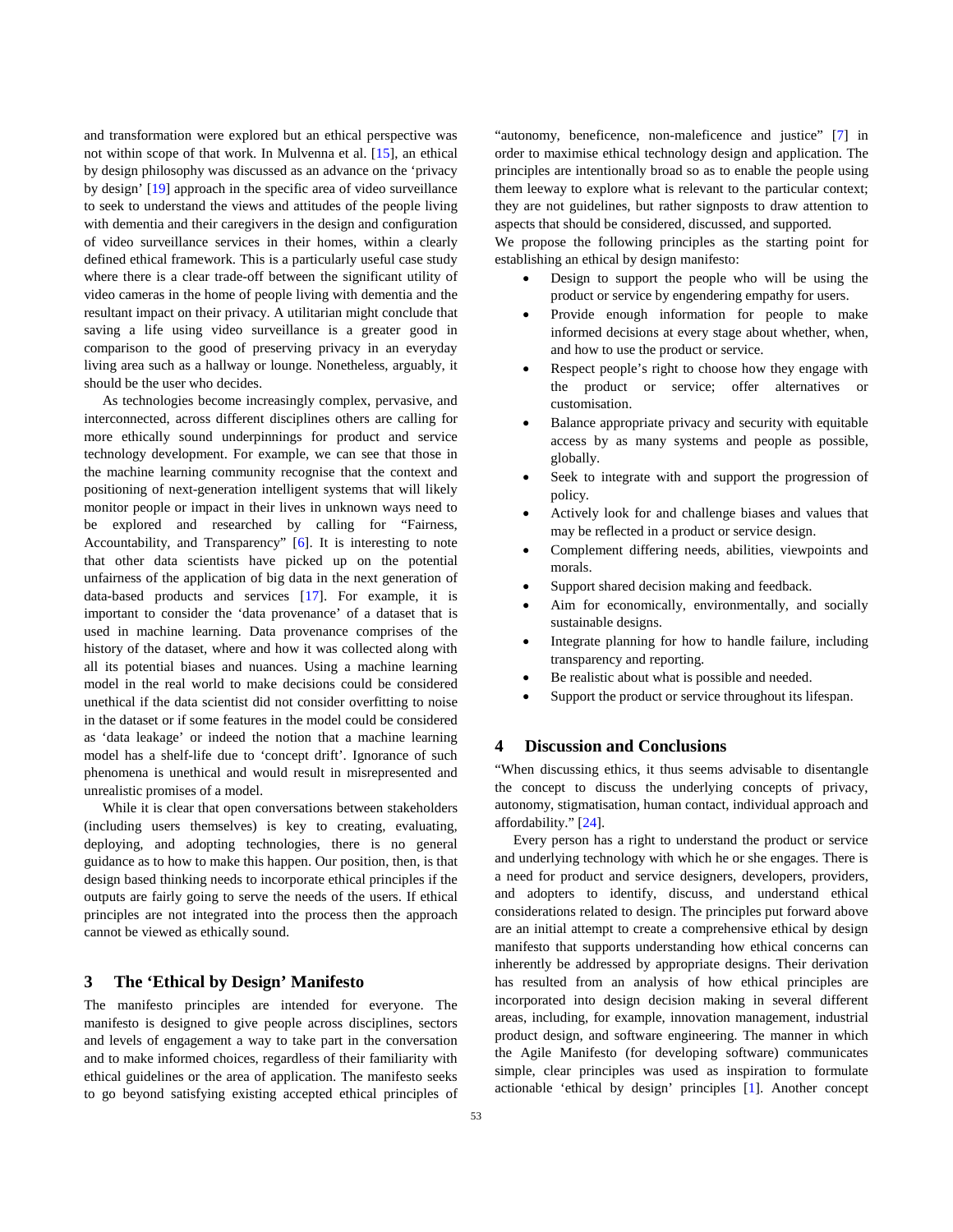and transformation were explored but an ethical perspective was not within scope of that work. In Mulvenna et al. [15], an ethical by design philosophy was discussed as an advance on the 'privacy by design' [19] approach in the specific area of video surveillance to seek to understand the views and attitudes of the people living with dementia and their caregivers in the design and configuration of video surveillance services in their homes, within a clearly defined ethical framework. This is a particularly useful case study where there is a clear trade-off between the significant utility of video cameras in the home of people living with dementia and the resultant impact on their privacy. A utilitarian might conclude that saving a life using video surveillance is a greater good in comparison to the good of preserving privacy in an everyday living area such as a hallway or lounge. Nonetheless, arguably, it should be the user who decides.

As technologies become increasingly complex, pervasive, and interconnected, across different disciplines others are calling for more ethically sound underpinnings for product and service technology development. For example, we can see that those in the machine learning community recognise that the context and positioning of next-generation intelligent systems that will likely monitor people or impact in their lives in unknown ways need to be explored and researched by calling for "Fairness, Accountability, and Transparency" [6]. It is interesting to note that other data scientists have picked up on the potential unfairness of the application of big data in the next generation of data-based products and services [17]. For example, it is important to consider the 'data provenance' of a dataset that is used in machine learning. Data provenance comprises of the history of the dataset, where and how it was collected along with all its potential biases and nuances. Using a machine learning model in the real world to make decisions could be considered unethical if the data scientist did not consider overfitting to noise in the dataset or if some features in the model could be considered as 'data leakage' or indeed the notion that a machine learning model has a shelf-life due to 'concept drift'. Ignorance of such phenomena is unethical and would result in misrepresented and unrealistic promises of a model.

While it is clear that open conversations between stakeholders (including users themselves) is key to creating, evaluating, deploying, and adopting technologies, there is no general guidance as to how to make this happen. Our position, then, is that design based thinking needs to incorporate ethical principles if the outputs are fairly going to serve the needs of the users. If ethical principles are not integrated into the process then the approach cannot be viewed as ethically sound.

## 3 The 'Ethical by Design' Manifesto

The manifesto principles are intended for everyone. The manifesto is designed to give people across disciplines, sectors and levels of engagement a way to take part in the conversation and to make informed choices, regardless of their familiarity with ethical guidelines or the area of application. The manifesto seeks to go beyond satisfying existing accepted ethical principles of "autonomy, beneficence, non-maleficence and justice" [7] in order to maximise ethical technology design and application. The principles are intentionally broad so as to enable the people using them leeway to explore what is relevant to the particular context; they are not guidelines, but rather signposts to draw attention to aspects that should be considered, discussed, and supported.

We propose the following principles as the starting point for establishing an ethical by design manifesto:

- Design to support the people who will be using the product or service by engendering empathy for users.
- Provide enough information for people to make informed decisions at every stage about whether, when, and how to use the product or service.
- Respect people's right to choose how they engage with the product or service; offer alternatives or customisation.
- Balance appropriate privacy and security with equitable access by as many systems and people as possible, globally.
- Seek to integrate with and support the progression of policy.
- Actively look for and challenge biases and values that may be reflected in a product or service design.
- Complement differing needs, abilities, viewpoints and morals.
- Support shared decision making and feedback.
- Aim for economically, environmentally, and socially sustainable designs.
- Integrate planning for how to handle failure, including transparency and reporting.
- Be realistic about what is possible and needed.
- Support the product or service throughout its lifespan.

## 4 Discussion and Conclusions

"When discussing ethics, it thus seems advisable to disentangle the concept to discuss the underlying concepts of privacy, autonomy, stigmatisation, human contact, individual approach and affordability." [24].

Every person has a right to understand the product or service and underlying technology with which he or she engages. There is a need for product and service designers, developers, providers, and adopters to identify, discuss, and understand ethical considerations related to design. The principles put forward above are an initial attempt to create a comprehensive ethical by design manifesto that supports understanding how ethical concerns can inherently be addressed by appropriate designs. Their derivation has resulted from an analysis of how ethical principles are incorporated into design decision making in several different areas, including, for example, innovation management, industrial product design, and software engineering. The manner in which the Agile Manifesto (for developing software) communicates simple, clear principles was used as inspiration to formulate actionable 'ethical by design' principles [1]. Another concept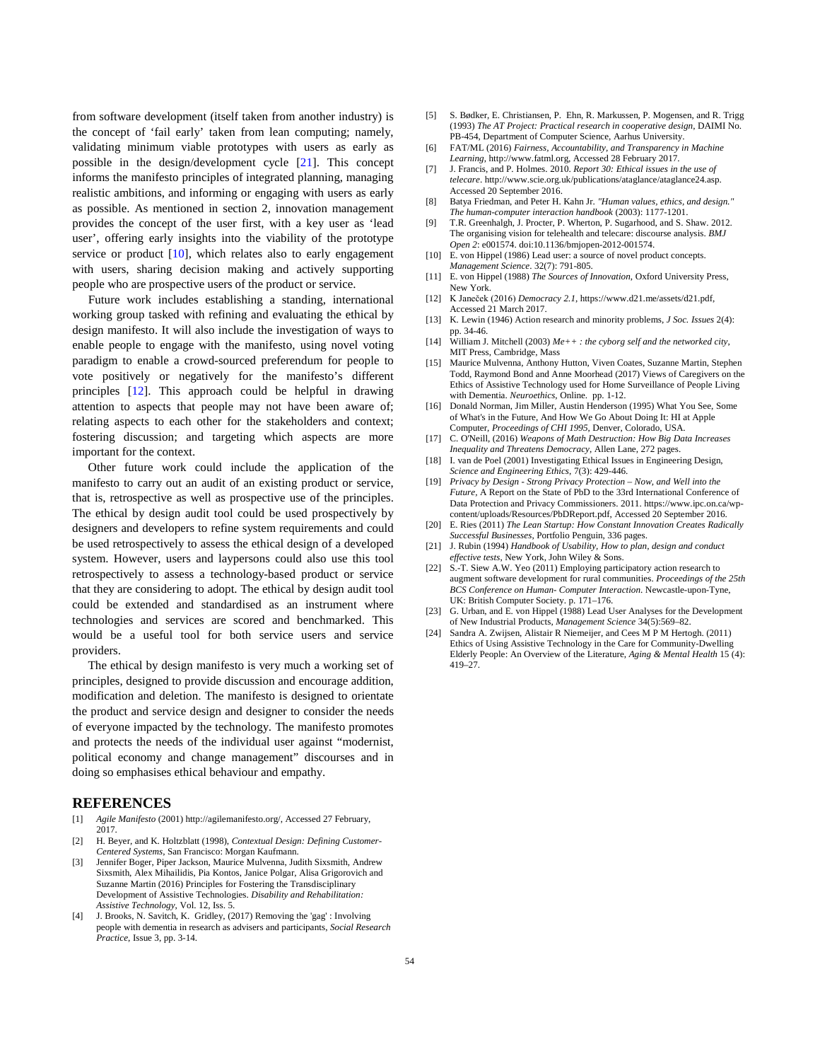from software development (itself taken from another industry) is the concept of 'fail early' taken from lean computing; namely, validating minimum viable prototypes with users as early as possible in the design/development cycle [21]. This concept informs the manifesto principles of integrated planning, managing realistic ambitions, and informing or engaging with users as early as possible. As mentioned in section 2, innovation management provides the concept of the user first, with a key user as 'lead user', offering early insights into the viability of the prototype service or product [10], which relates also to early engagement with users, sharing decision making and actively supporting people who are prospective users of the product or service.

Future work includes establishing a standing, international working group tasked with refining and evaluating the ethical by design manifesto. It will also include the investigation of ways to enable people to engage with the manifesto, using novel voting paradigm to enable a crowd-sourced preferendum for people to vote positively or negatively for the manifesto's different principles [12]. This approach could be helpful in drawing attention to aspects that people may not have been aware of; relating aspects to each other for the stakeholders and context; fostering discussion; and targeting which aspects are more important for the context.

Other future work could include the application of the manifesto to carry out an audit of an existing product or service, that is, retrospective as well as prospective use of the principles. The ethical by design audit tool could be used prospectively by designers and developers to refine system requirements and could be used retrospectively to assess the ethical design of a developed system. However, users and laypersons could also use this tool retrospectively to assess a technology-based product or service that they are considering to adopt. The ethical by design audit tool could be extended and standardised as an instrument where technologies and services are scored and benchmarked. This would be a useful tool for both service users and service providers.

The ethical by design manifesto is very much a working set of principles, designed to provide discussion and encourage addition, modification and deletion. The manifesto is designed to orientate the product and service design and designer to consider the needs of everyone impacted by the technology. The manifesto promotes and protects the needs of the individual user against "modernist, political economy and change management" discourses and in doing so emphasises ethical behaviour and empathy.

## REFERENCES

[1] *Agile Manifesto* (2001) http://agilemanifesto.org/, Accessed 27 February, 2017.

[2] H. Beyer, and K. Holtzblatt (1998), *Contextual Design: Defining Customer-Centered Systems*, San Francisco: Morgan Kaufmann.

[3] Jennifer Boger, Piper Jackson, Maurice Mulvenna, Judith Sixsmith, Andrew Sixsmith, Alex Mihailidis, Pia Kontos, Janice Polgar, Alisa Grigorovich and Suzanne Martin (2016) Principles for Fostering the Transdisciplinary Development of Assistive Technologies. *Disability and Rehabilitation: Assistive Technology*, Vol. 12, Iss. 5.

[4] J. Brooks, N. Savitch, K. Gridley, (2017) Removing the 'gag' : Involving people with dementia in research as advisers and participants, *Social Research Practice*, Issue 3, pp. 3-14.

[5] S. Bødker, E. Christiansen, P. Ehn, R. Markussen, P. Mogensen, and R. Trigg (1993) *The AT Project: Practical research in cooperative design*, DAIMI No. PB-454, Department of Computer Science, Aarhus University.

[6] FAT/ML (2016) *Fairness, Accountability, and Transparency in Machine Learning*, http://www.fatml.org, Accessed 28 February 2017.

[7] J. Francis, and P. Holmes. 2010. *Report 30: Ethical issues in the use of telecare*. http://www.scie.org.uk/publications/ataglance/ataglance24.asp. Accessed 20 September 2016.

[8] Batya Friedman, and Peter H. Kahn Jr. *"Human values, ethics, and design." The human-computer interaction handbook* (2003): 1177-1201.

[9] T.R. Greenhalgh, J. Procter, P. Wherton, P. Sugarhood, and S. Shaw. 2012. The organising vision for telehealth and telecare: discourse analysis. *BMJ Open 2*: e001574. doi:10.1136/bmjopen-2012-001574.

[10] E. von Hippel (1986) Lead user: a source of novel product concepts. *Management Science*. 32(7): 791-805.

[11] E. von Hippel (1988) *The Sources of Innovation*, Oxford University Press, New York.

[12] K Janeček (2016) *Democracy 2.1*, https://www.d21.me/assets/d21.pdf, Accessed 21 March 2017.

[13] K. Lewin (1946) Action research and minority problems, *J Soc. Issues* 2(4): pp. 34-46.

[14] William J. Mitchell (2003) *Me++ : the cyborg self and the networked city*, MIT Press, Cambridge, Mass

[15] Maurice Mulvenna, Anthony Hutton, Viven Coates, Suzanne Martin, Stephen Todd, Raymond Bond and Anne Moorhead (2017) Views of Caregivers on the Ethics of Assistive Technology used for Home Surveillance of People Living with Dementia. *Neuroethics*, Online. pp. 1-12.

[16] Donald Norman, Jim Miller, Austin Henderson (1995) What You See, Some of What's in the Future, And How We Go About Doing It: HI at Apple Computer, *Proceedings of CHI 1995*, Denver, Colorado, USA.

[17] C. O'Neill, (2016) *Weapons of Math Destruction: How Big Data Increases Inequality and Threatens Democracy*, Allen Lane, 272 pages.

[18] I. van de Poel (2001) Investigating Ethical Issues in Engineering Design, *Science and Engineering Ethics*, 7(3): 429-446.

[19] *Privacy by Design - Strong Privacy Protection – Now, and Well into the Future*, A Report on the State of PbD to the 33rd International Conference of Data Protection and Privacy Commissioners. 2011. https://www.ipc.on.ca/wp-content/uploads/Resources/PbDReport.pdf, Accessed 20 September 2016.

[20] E. Ries (2011) *The Lean Startup: How Constant Innovation Creates Radically Successful Businesses*, Portfolio Penguin, 336 pages.

[21] J. Rubin (1994) *Handbook of Usability, How to plan, design and conduct effective tests*, New York, John Wiley & Sons.

[22] S.-T. Siew A.W. Yeo (2011) Employing participatory action research to augment software development for rural communities. *Proceedings of the 25th BCS Conference on Human- Computer Interaction*. Newcastle-upon-Tyne, UK: British Computer Society. p. 171–176.

[23] G. Urban, and E. von Hippel (1988) Lead User Analyses for the Development of New Industrial Products, *Management Science* 34(5):569–82.

[24] Sandra A. Zwijsen, Alistair R Niemeijer, and Cees M P M Hertogh. (2011) Ethics of Using Assistive Technology in the Care for Community-Dwelling Elderly People: An Overview of the Literature, *Aging & Mental Health* 15 (4): 419–27.